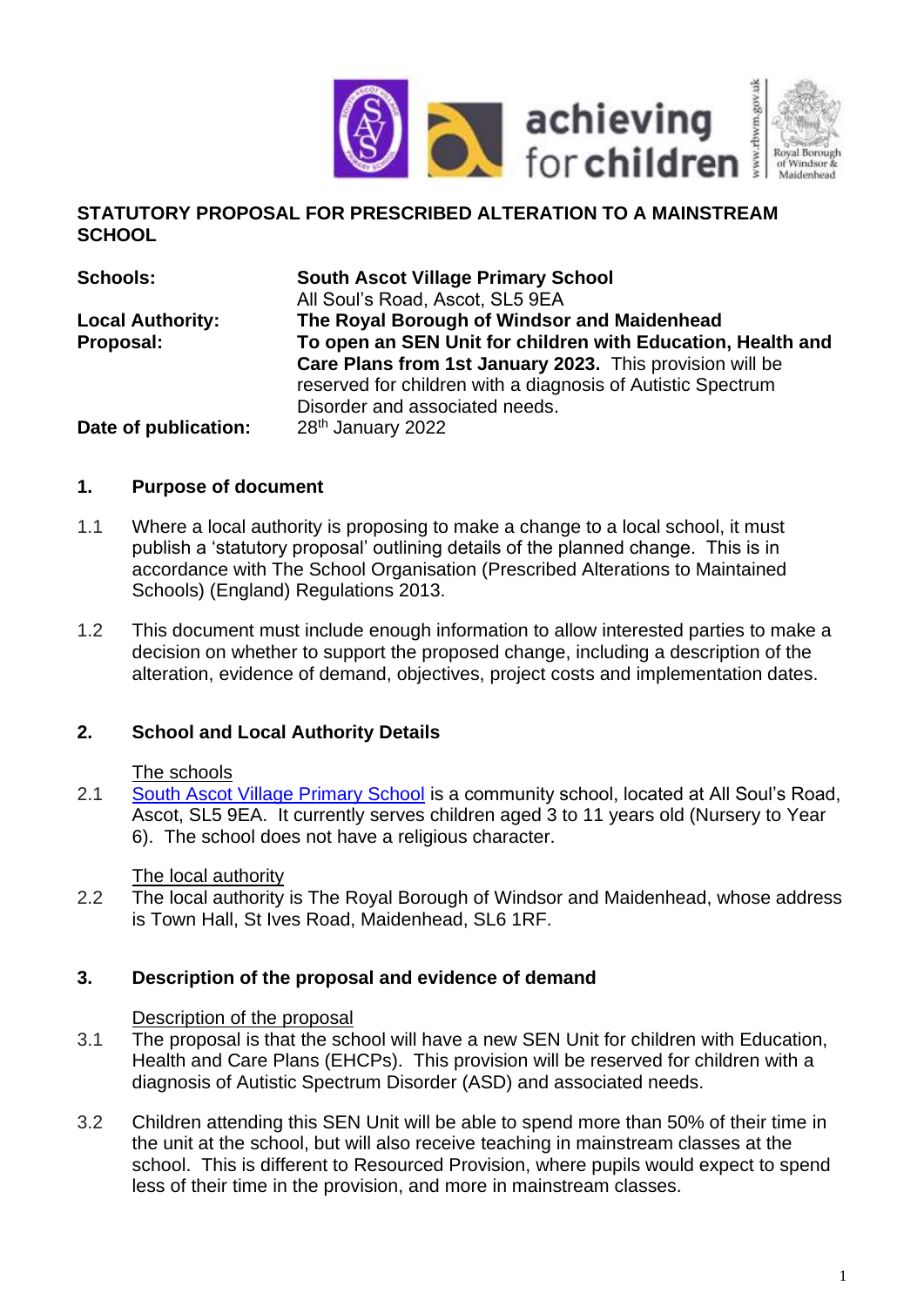## STATUTORY PROPOSAL FOR PRESCRIBED ALTERATION TO A MAINSTREAM SCHOOL

| | |
|---|---|
| **Schools:** | **South Ascot Village Primary School** All Soul's Road, Ascot, SL5 9EA |
| **Local Authority:** | **The Royal Borough of Windsor and Maidenhead** |
| **Proposal:** | **To open an SEN Unit for children with Education, Health and Care Plans from 1st January 2023.** This provision will be reserved for children with a diagnosis of Autistic Spectrum Disorder and associated needs. |
| **Date of publication:** | 28th January 2022 |

### 1. Purpose of document

1.1 Where a local authority is proposing to make a change to a local school, it must publish a 'statutory proposal' outlining details of the planned change. This is in accordance with The School Organisation (Prescribed Alterations to Maintained Schools) (England) Regulations 2013.

1.2 This document must include enough information to allow interested parties to make a decision on whether to support the proposed change, including a description of the alteration, evidence of demand, objectives, project costs and implementation dates.

### 2. School and Local Authority Details

The schools

2.1 South Ascot Village Primary School is a community school, located at All Soul's Road, Ascot, SL5 9EA. It currently serves children aged 3 to 11 years old (Nursery to Year 6). The school does not have a religious character.

The local authority

2.2 The local authority is The Royal Borough of Windsor and Maidenhead, whose address is Town Hall, St Ives Road, Maidenhead, SL6 1RF.

### 3. Description of the proposal and evidence of demand

Description of the proposal

3.1 The proposal is that the school will have a new SEN Unit for children with Education, Health and Care Plans (EHCPs). This provision will be reserved for children with a diagnosis of Autistic Spectrum Disorder (ASD) and associated needs.

3.2 Children attending this SEN Unit will be able to spend more than 50% of their time in the unit at the school, but will also receive teaching in mainstream classes at the school. This is different to Resourced Provision, where pupils would expect to spend less of their time in the provision, and more in mainstream classes.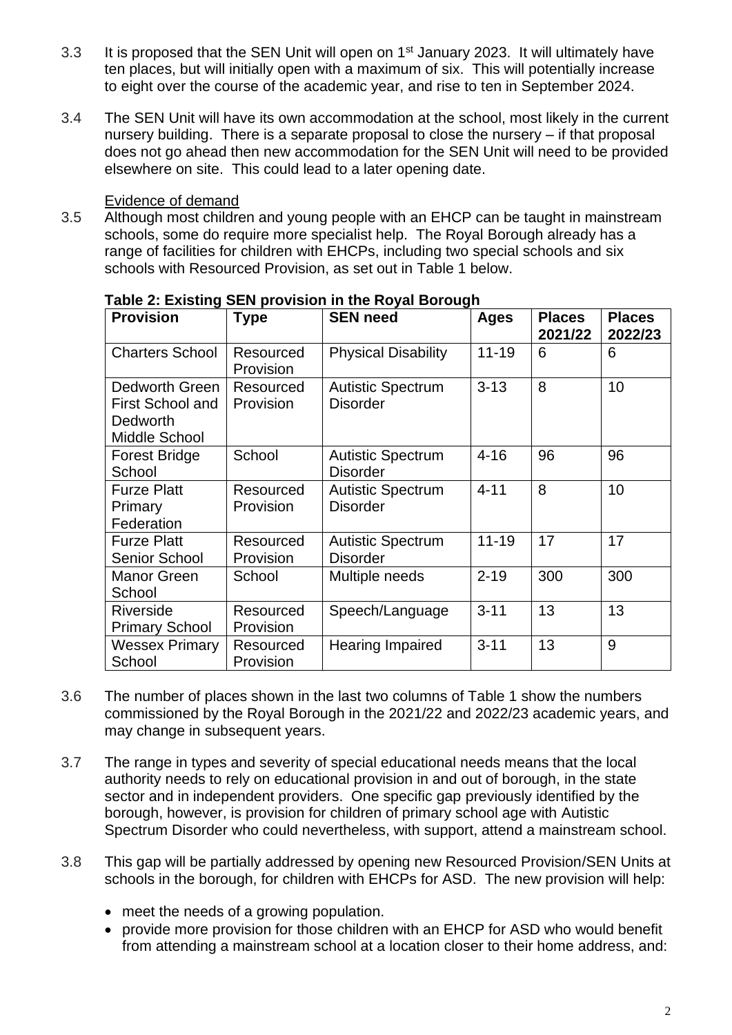3.3 It is proposed that the SEN Unit will open on 1st January 2023. It will ultimately have ten places, but will initially open with a maximum of six. This will potentially increase to eight over the course of the academic year, and rise to ten in September 2024.

3.4 The SEN Unit will have its own accommodation at the school, most likely in the current nursery building. There is a separate proposal to close the nursery – if that proposal does not go ahead then new accommodation for the SEN Unit will need to be provided elsewhere on site. This could lead to a later opening date.

Evidence of demand

3.5 Although most children and young people with an EHCP can be taught in mainstream schools, some do require more specialist help. The Royal Borough already has a range of facilities for children with EHCPs, including two special schools and six schools with Resourced Provision, as set out in Table 1 below.

**Table 2: Existing SEN provision in the Royal Borough**

| Provision | Type | SEN need | Ages | Places 2021/22 | Places 2022/23 |
|---|---|---|---|---|---|
| Charters School | Resourced Provision | Physical Disability | 11-19 | 6 | 6 |
| Dedworth Green First School and Dedworth Middle School | Resourced Provision | Autistic Spectrum Disorder | 3-13 | 8 | 10 |
| Forest Bridge School | School | Autistic Spectrum Disorder | 4-16 | 96 | 96 |
| Furze Platt Primary Federation | Resourced Provision | Autistic Spectrum Disorder | 4-11 | 8 | 10 |
| Furze Platt Senior School | Resourced Provision | Autistic Spectrum Disorder | 11-19 | 17 | 17 |
| Manor Green School | School | Multiple needs | 2-19 | 300 | 300 |
| Riverside Primary School | Resourced Provision | Speech/Language | 3-11 | 13 | 13 |
| Wessex Primary School | Resourced Provision | Hearing Impaired | 3-11 | 13 | 9 |

3.6 The number of places shown in the last two columns of Table 1 show the numbers commissioned by the Royal Borough in the 2021/22 and 2022/23 academic years, and may change in subsequent years.

3.7 The range in types and severity of special educational needs means that the local authority needs to rely on educational provision in and out of borough, in the state sector and in independent providers. One specific gap previously identified by the borough, however, is provision for children of primary school age with Autistic Spectrum Disorder who could nevertheless, with support, attend a mainstream school.

3.8 This gap will be partially addressed by opening new Resourced Provision/SEN Units at schools in the borough, for children with EHCPs for ASD. The new provision will help:

- meet the needs of a growing population.
- provide more provision for those children with an EHCP for ASD who would benefit from attending a mainstream school at a location closer to their home address, and: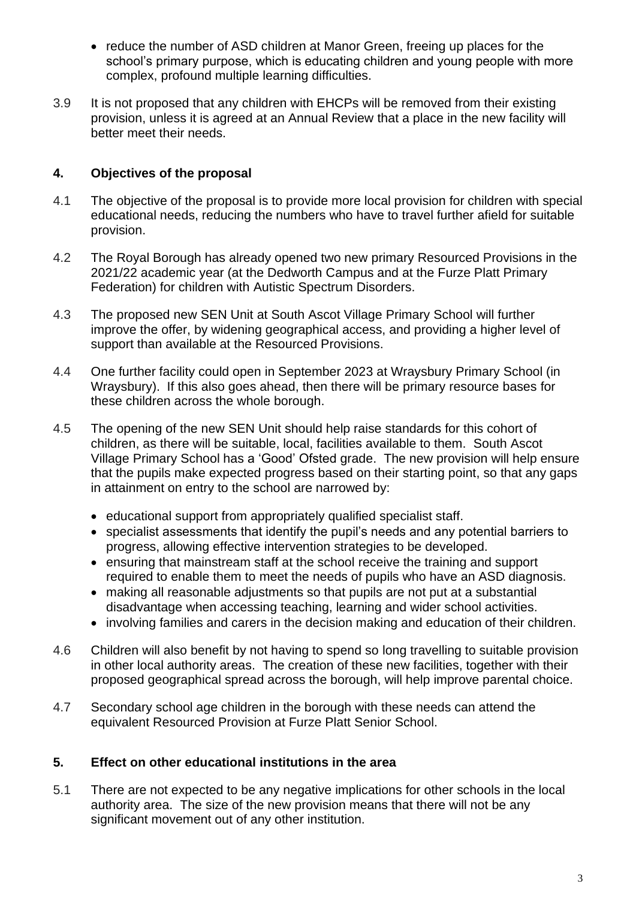- reduce the number of ASD children at Manor Green, freeing up places for the school's primary purpose, which is educating children and young people with more complex, profound multiple learning difficulties.

3.9 It is not proposed that any children with EHCPs will be removed from their existing provision, unless it is agreed at an Annual Review that a place in the new facility will better meet their needs.

## 4. Objectives of the proposal

4.1 The objective of the proposal is to provide more local provision for children with special educational needs, reducing the numbers who have to travel further afield for suitable provision.

4.2 The Royal Borough has already opened two new primary Resourced Provisions in the 2021/22 academic year (at the Dedworth Campus and at the Furze Platt Primary Federation) for children with Autistic Spectrum Disorders.

4.3 The proposed new SEN Unit at South Ascot Village Primary School will further improve the offer, by widening geographical access, and providing a higher level of support than available at the Resourced Provisions.

4.4 One further facility could open in September 2023 at Wraysbury Primary School (in Wraysbury). If this also goes ahead, then there will be primary resource bases for these children across the whole borough.

4.5 The opening of the new SEN Unit should help raise standards for this cohort of children, as there will be suitable, local, facilities available to them. South Ascot Village Primary School has a 'Good' Ofsted grade. The new provision will help ensure that the pupils make expected progress based on their starting point, so that any gaps in attainment on entry to the school are narrowed by:

- educational support from appropriately qualified specialist staff.
- specialist assessments that identify the pupil's needs and any potential barriers to progress, allowing effective intervention strategies to be developed.
- ensuring that mainstream staff at the school receive the training and support required to enable them to meet the needs of pupils who have an ASD diagnosis.
- making all reasonable adjustments so that pupils are not put at a substantial disadvantage when accessing teaching, learning and wider school activities.
- involving families and carers in the decision making and education of their children.

4.6 Children will also benefit by not having to spend so long travelling to suitable provision in other local authority areas. The creation of these new facilities, together with their proposed geographical spread across the borough, will help improve parental choice.

4.7 Secondary school age children in the borough with these needs can attend the equivalent Resourced Provision at Furze Platt Senior School.

## 5. Effect on other educational institutions in the area

5.1 There are not expected to be any negative implications for other schools in the local authority area. The size of the new provision means that there will not be any significant movement out of any other institution.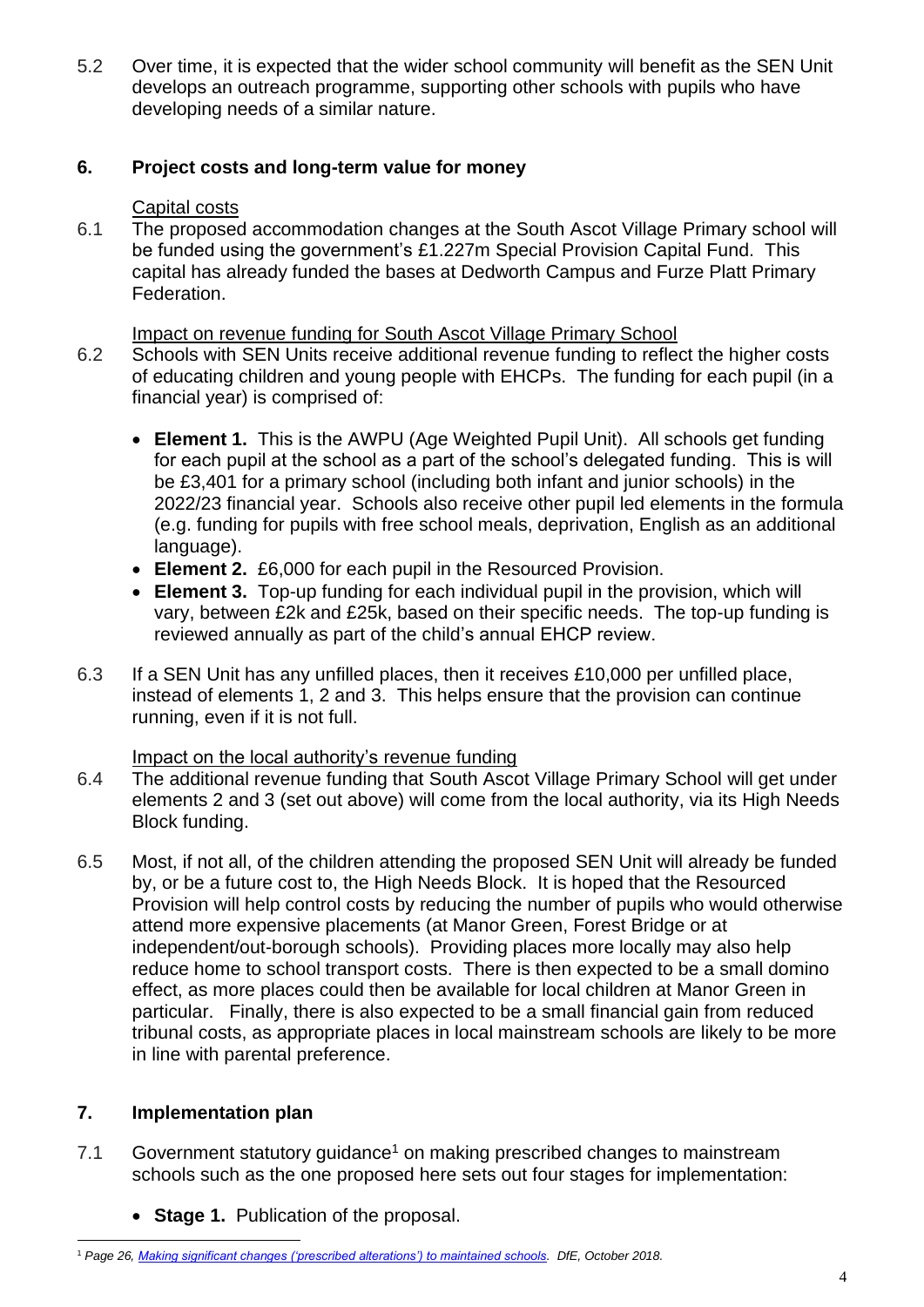5.2 Over time, it is expected that the wider school community will benefit as the SEN Unit develops an outreach programme, supporting other schools with pupils who have developing needs of a similar nature.

## 6. Project costs and long-term value for money

<u>Capital costs</u>

6.1 The proposed accommodation changes at the South Ascot Village Primary school will be funded using the government's £1.227m Special Provision Capital Fund. This capital has already funded the bases at Dedworth Campus and Furze Platt Primary Federation.

<u>Impact on revenue funding for South Ascot Village Primary School</u>

6.2 Schools with SEN Units receive additional revenue funding to reflect the higher costs of educating children and young people with EHCPs. The funding for each pupil (in a financial year) is comprised of:

- **Element 1.** This is the AWPU (Age Weighted Pupil Unit). All schools get funding for each pupil at the school as a part of the school's delegated funding. This is will be £3,401 for a primary school (including both infant and junior schools) in the 2022/23 financial year. Schools also receive other pupil led elements in the formula (e.g. funding for pupils with free school meals, deprivation, English as an additional language).
- **Element 2.** £6,000 for each pupil in the Resourced Provision.
- **Element 3.** Top-up funding for each individual pupil in the provision, which will vary, between £2k and £25k, based on their specific needs. The top-up funding is reviewed annually as part of the child's annual EHCP review.

6.3 If a SEN Unit has any unfilled places, then it receives £10,000 per unfilled place, instead of elements 1, 2 and 3. This helps ensure that the provision can continue running, even if it is not full.

<u>Impact on the local authority's revenue funding</u>

6.4 The additional revenue funding that South Ascot Village Primary School will get under elements 2 and 3 (set out above) will come from the local authority, via its High Needs Block funding.

6.5 Most, if not all, of the children attending the proposed SEN Unit will already be funded by, or be a future cost to, the High Needs Block. It is hoped that the Resourced Provision will help control costs by reducing the number of pupils who would otherwise attend more expensive placements (at Manor Green, Forest Bridge or at independent/out-borough schools). Providing places more locally may also help reduce home to school transport costs. There is then expected to be a small domino effect, as more places could then be available for local children at Manor Green in particular. Finally, there is also expected to be a small financial gain from reduced tribunal costs, as appropriate places in local mainstream schools are likely to be more in line with parental preference.

## 7. Implementation plan

7.1 Government statutory guidance[1] on making prescribed changes to mainstream schools such as the one proposed here sets out four stages for implementation:

- **Stage 1.** Publication of the proposal.

---

[1] *Page 26, [Making significant changes ('prescribed alterations') to maintained schools](). DfE, October 2018.*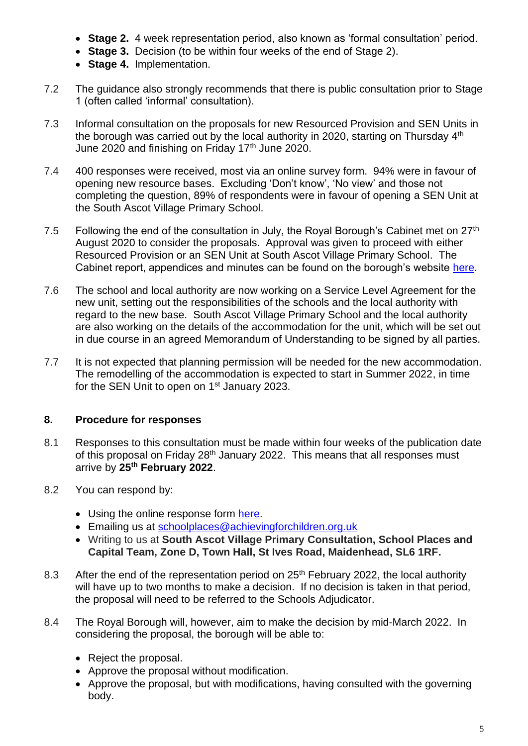- **Stage 2.** 4 week representation period, also known as 'formal consultation' period.
- **Stage 3.** Decision (to be within four weeks of the end of Stage 2).
- **Stage 4.** Implementation.

7.2 The guidance also strongly recommends that there is public consultation prior to Stage 1 (often called 'informal' consultation).

7.3 Informal consultation on the proposals for new Resourced Provision and SEN Units in the borough was carried out by the local authority in 2020, starting on Thursday 4th June 2020 and finishing on Friday 17th June 2020.

7.4 400 responses were received, most via an online survey form. 94% were in favour of opening new resource bases. Excluding 'Don't know', 'No view' and those not completing the question, 89% of respondents were in favour of opening a SEN Unit at the South Ascot Village Primary School.

7.5 Following the end of the consultation in July, the Royal Borough's Cabinet met on 27th August 2020 to consider the proposals. Approval was given to proceed with either Resourced Provision or an SEN Unit at South Ascot Village Primary School. The Cabinet report, appendices and minutes can be found on the borough's website [here](#).

7.6 The school and local authority are now working on a Service Level Agreement for the new unit, setting out the responsibilities of the schools and the local authority with regard to the new base. South Ascot Village Primary School and the local authority are also working on the details of the accommodation for the unit, which will be set out in due course in an agreed Memorandum of Understanding to be signed by all parties.

7.7 It is not expected that planning permission will be needed for the new accommodation. The remodelling of the accommodation is expected to start in Summer 2022, in time for the SEN Unit to open on 1st January 2023.

## 8. Procedure for responses

8.1 Responses to this consultation must be made within four weeks of the publication date of this proposal on Friday 28th January 2022. This means that all responses must arrive by **25th February 2022**.

8.2 You can respond by:

- Using the online response form [here](#).
- Emailing us at [schoolplaces@achievingforchildren.org.uk](mailto:schoolplaces@achievingforchildren.org.uk)
- Writing to us at **South Ascot Village Primary Consultation, School Places and Capital Team, Zone D, Town Hall, St Ives Road, Maidenhead, SL6 1RF.**

8.3 After the end of the representation period on 25th February 2022, the local authority will have up to two months to make a decision. If no decision is taken in that period, the proposal will need to be referred to the Schools Adjudicator.

8.4 The Royal Borough will, however, aim to make the decision by mid-March 2022. In considering the proposal, the borough will be able to:

- Reject the proposal.
- Approve the proposal without modification.
- Approve the proposal, but with modifications, having consulted with the governing body.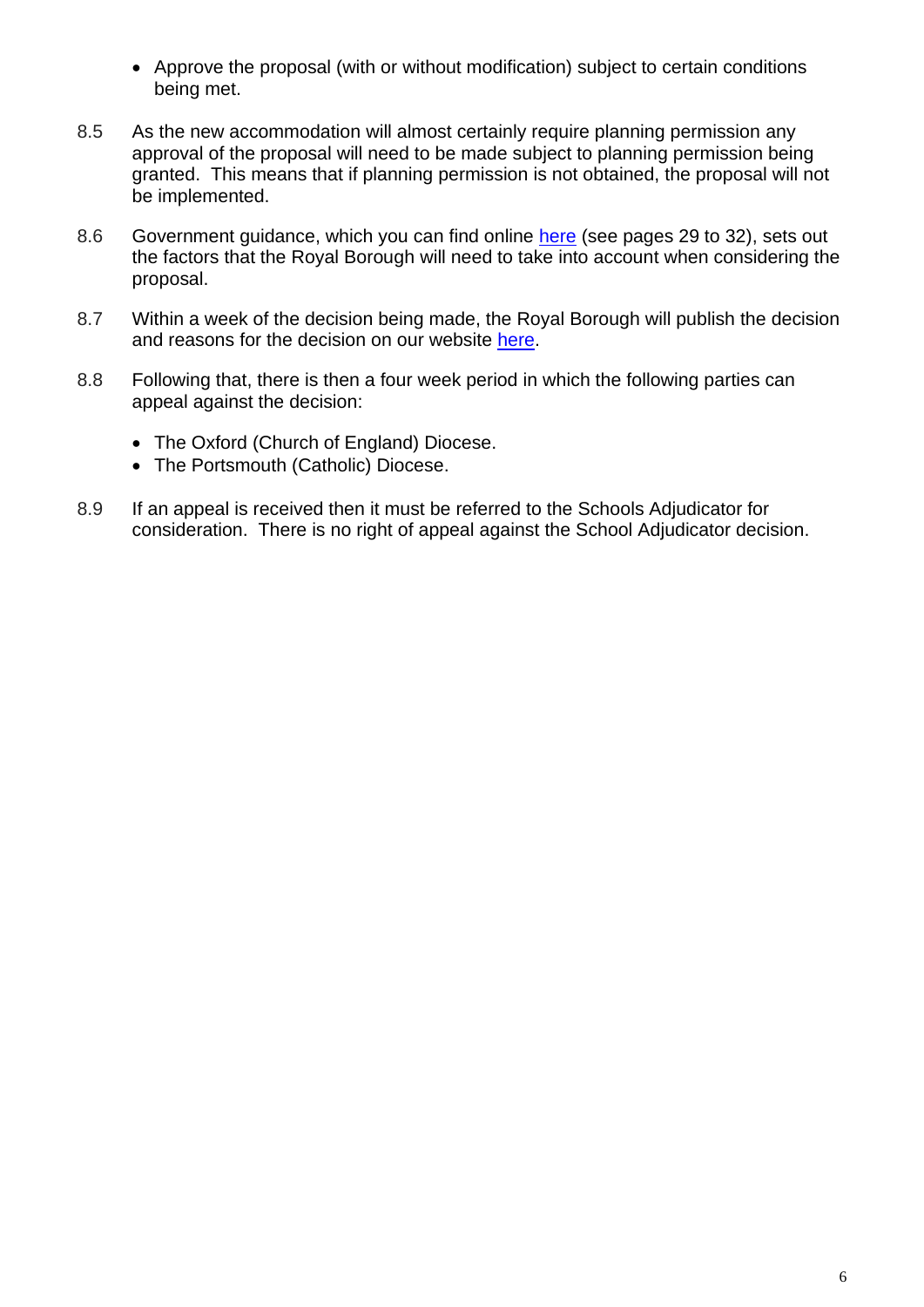- Approve the proposal (with or without modification) subject to certain conditions being met.

8.5 As the new accommodation will almost certainly require planning permission any approval of the proposal will need to be made subject to planning permission being granted. This means that if planning permission is not obtained, the proposal will not be implemented.

8.6 Government guidance, which you can find online here (see pages 29 to 32), sets out the factors that the Royal Borough will need to take into account when considering the proposal.

8.7 Within a week of the decision being made, the Royal Borough will publish the decision and reasons for the decision on our website here.

8.8 Following that, there is then a four week period in which the following parties can appeal against the decision:

- The Oxford (Church of England) Diocese.
- The Portsmouth (Catholic) Diocese.

8.9 If an appeal is received then it must be referred to the Schools Adjudicator for consideration. There is no right of appeal against the School Adjudicator decision.